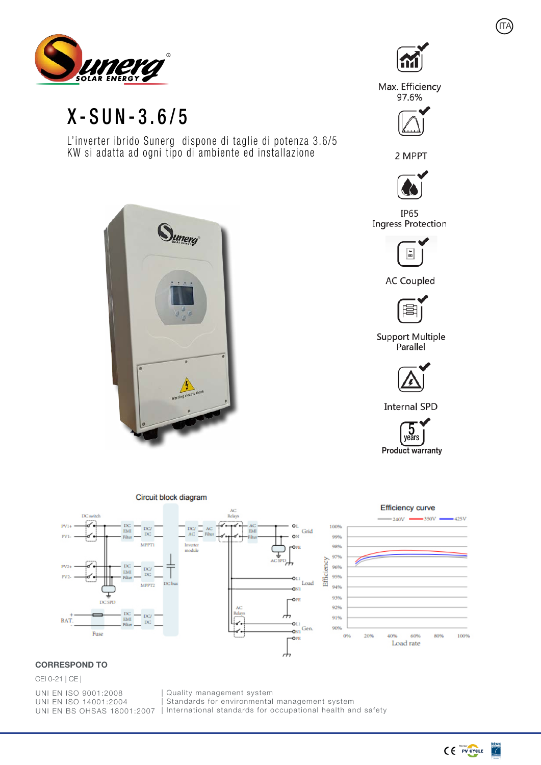# X-SUN-3.6/5

L'inverter ibrido Sunerg dispone di taglie di potenza 3.6/5 KW si adatta ad ogni tipo di ambiente ed installazione

Max. Efficiency 97.6%

2 MPPT

IP65 Ingress Protection

AC Coupled

Support Multiple Parallel

Internal SPD

5 years Product warranty

Circuit block diagram

Efficiency curve

## CORRESPOND TO

CEI 0-21 | CE |

UNI EN ISO 9001:2008 | Quality management system
UNI EN ISO 14001:2004 | Standards for environmental management system
UNI EN BS OHSAS 18001:2007 | International standards for occupational health and safety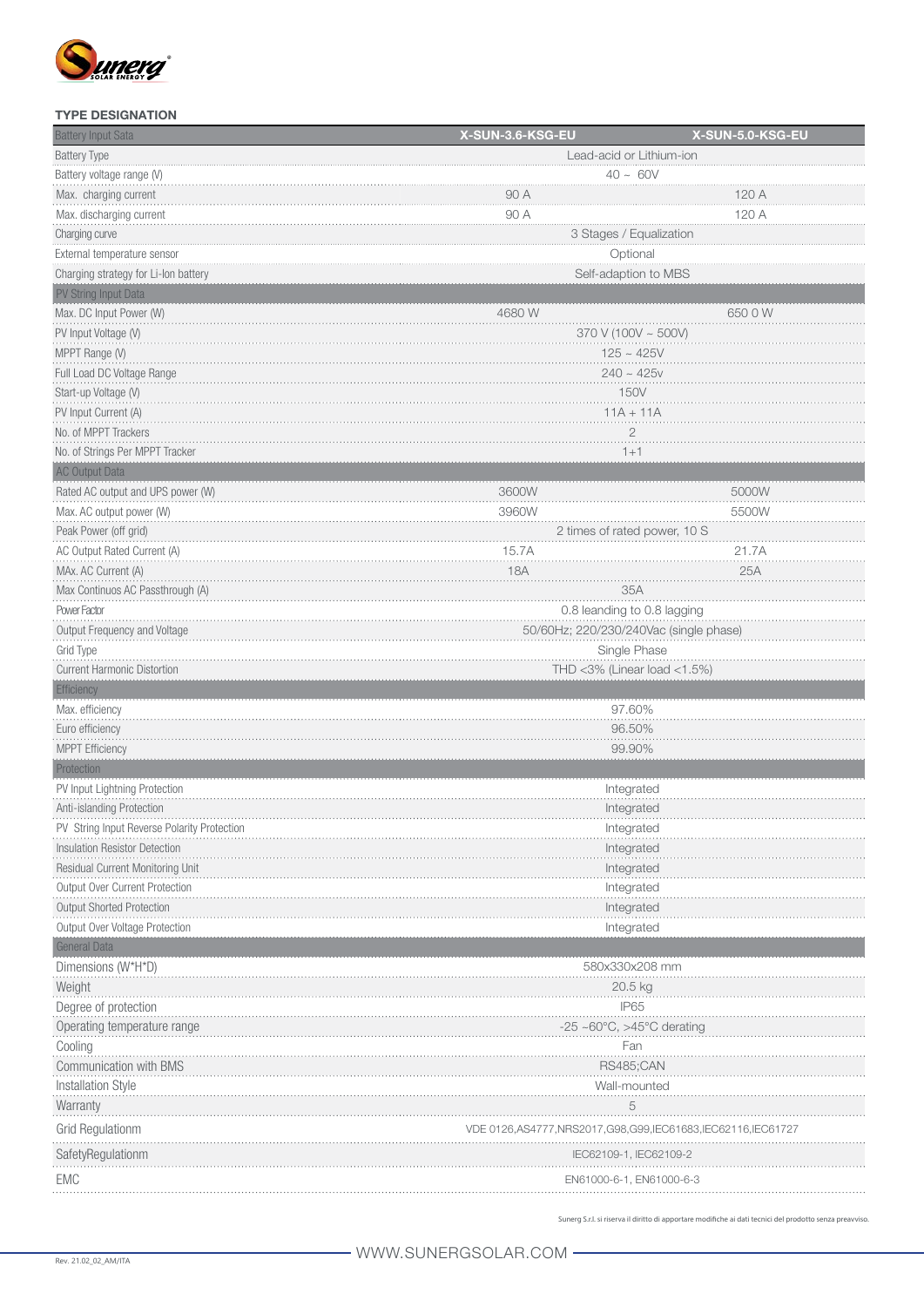## TYPE DESIGNATION

| Battery Input Sata | X-SUN-3.6-KSG-EU | X-SUN-5.0-KSG-EU |
|---|---|---|
| Battery Type | Lead-acid or Lithium-ion | |
| Battery voltage range (V) | 40 ~ 60V | |
| Max. charging current | 90 A | 120 A |
| Max. discharging current | 90 A | 120 A |
| Charging curve | 3 Stages / Equalization | |
| External temperature sensor | Optional | |
| Charging strategy for Li-Ion battery | Self-adaption to MBS | |
| PV String Input Data | | |
| Max. DC Input Power (W) | 4680 W | 650 0 W |
| PV Input Voltage (V) | 370 V (100V ~ 500V) | |
| MPPT Range (V) | 125 ~ 425V | |
| Full Load DC Voltage Range | 240 ~ 425v | |
| Start-up Voltage (V) | 150V | |
| PV Input Current (A) | 11A + 11A | |
| No. of MPPT Trackers | 2 | |
| No. of Strings Per MPPT Tracker | 1+1 | |
| AC Output Data | | |
| Rated AC output and UPS power (W) | 3600W | 5000W |
| Max. AC output power (W) | 3960W | 5500W |
| Peak Power (off grid) | 2 times of rated power, 10 S | |
| AC Output Rated Current (A) | 15.7A | 21.7A |
| MAx. AC Current (A) | 18A | 25A |
| Max Continuos AC Passthrough (A) | 35A | |
| Power Factor | 0.8 leanding to 0.8 lagging | |
| Output Frequency and Voltage | 50/60Hz; 220/230/240Vac (single phase) | |
| Grid Type | Single Phase | |
| Current Harmonic Distortion | THD <3% (Linear load <1.5%) | |
| Efficiency | | |
| Max. efficiency | 97.60% | |
| Euro efficiency | 96.50% | |
| MPPT Efficiency | 99.90% | |
| Protection | | |
| PV Input Lightning Protection | Integrated | |
| Anti-islanding Protection | Integrated | |
| PV String Input Reverse Polarity Protection | Integrated | |
| Insulation Resistor Detection | Integrated | |
| Residual Current Monitoring Unit | Integrated | |
| Output Over Current Protection | Integrated | |
| Output Shorted Protection | Integrated | |
| Output Over Voltage Protection | Integrated | |
| General Data | | |
| Dimensions (W*H*D) | 580x330x208 mm | |
| Weight | 20.5 kg | |
| Degree of protection | IP65 | |
| Operating temperature range | -25 ~60°C, >45°C derating | |
| Cooling | Fan | |
| Communication with BMS | RS485;CAN | |
| Installation Style | Wall-mounted | |
| Warranty | 5 | |
| Grid Regulationm | VDE 0126,AS4777,NRS2017,G98,G99,IEC61683,IEC62116,IEC61727 | |
| SafetyRegulationm | IEC62109-1, IEC62109-2 | |
| EMC | EN61000-6-1, EN61000-6-3 | |

Sunerg S.r.l. si riserva il diritto di apportare modifiche ai dati tecnici del prodotto senza preavviso.

WWW.SUNERGSOLAR.COM

Rev. 21.02_02_AM/ITA